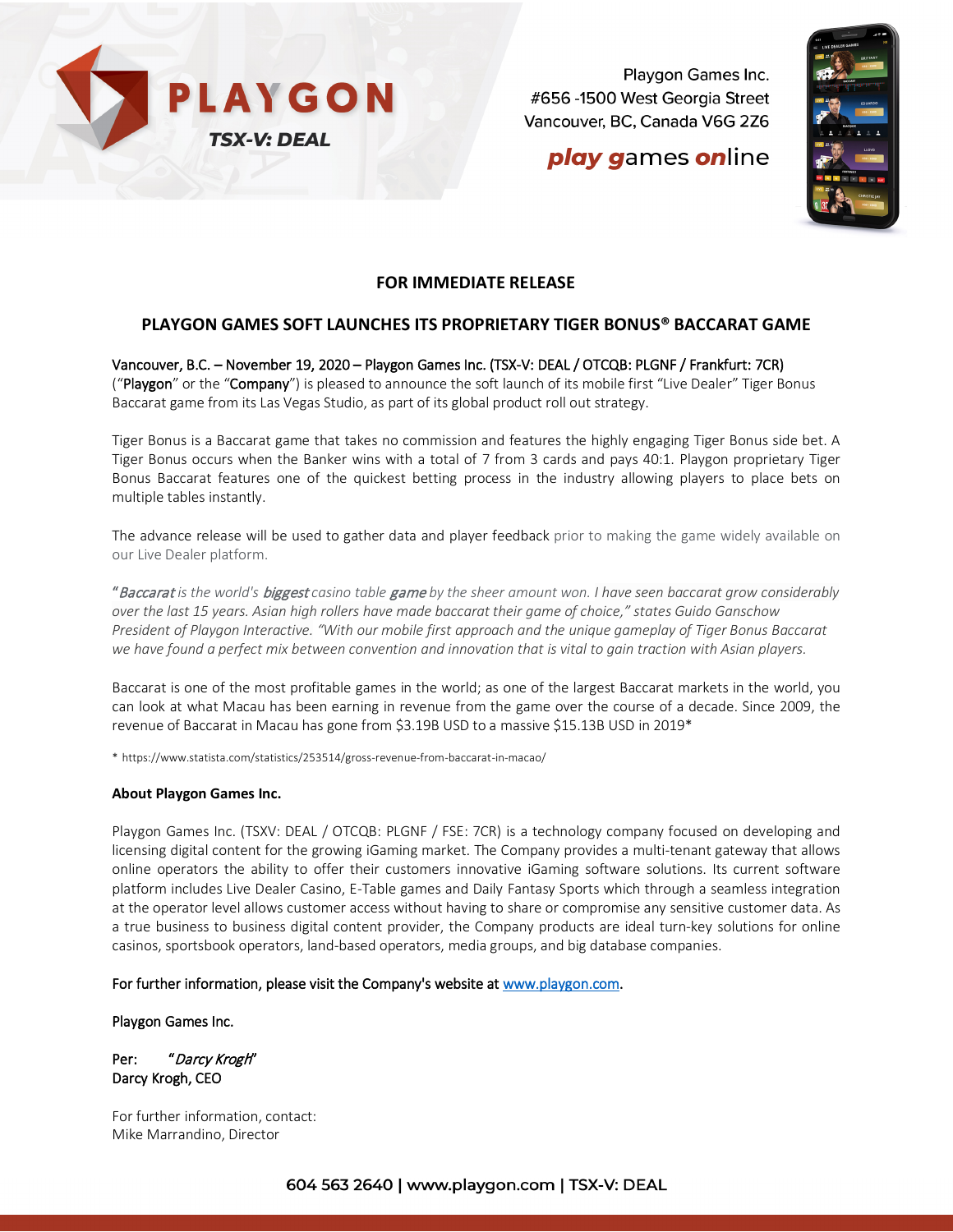PLAYGON

TSX-V: DEAL

Playgon Games Inc.
#656 -1500 West Georgia Street
Vancouver, BC, Canada V6G 2Z6

*play games online*

**FOR IMMEDIATE RELEASE**

# PLAYGON GAMES SOFT LAUNCHES ITS PROPRIETARY TIGER BONUS® BACCARAT GAME

Vancouver, B.C. – November 19, 2020 – Playgon Games Inc. (TSX-V: DEAL / OTCQB: PLGNF / Frankfurt: 7CR) ("Playgon" or the "Company") is pleased to announce the soft launch of its mobile first "Live Dealer" Tiger Bonus Baccarat game from its Las Vegas Studio, as part of its global product roll out strategy.

Tiger Bonus is a Baccarat game that takes no commission and features the highly engaging Tiger Bonus side bet. A Tiger Bonus occurs when the Banker wins with a total of 7 from 3 cards and pays 40:1. Playgon proprietary Tiger Bonus Baccarat features one of the quickest betting process in the industry allowing players to place bets on multiple tables instantly.

The advance release will be used to gather data and player feedback prior to making the game widely available on our Live Dealer platform.

*"Baccarat is the world's **biggest** casino table **game** by the sheer amount won. I have seen baccarat grow considerably over the last 15 years. Asian high rollers have made baccarat their game of choice," states Guido Ganschow President of Playgon Interactive. "With our mobile first approach and the unique gameplay of Tiger Bonus Baccarat we have found a perfect mix between convention and innovation that is vital to gain traction with Asian players.*

Baccarat is one of the most profitable games in the world; as one of the largest Baccarat markets in the world, you can look at what Macau has been earning in revenue from the game over the course of a decade. Since 2009, the revenue of Baccarat in Macau has gone from $3.19B USD to a massive $15.13B USD in 2019*

* https://www.statista.com/statistics/253514/gross-revenue-from-baccarat-in-macao/

**About Playgon Games Inc.**

Playgon Games Inc. (TSXV: DEAL / OTCQB: PLGNF / FSE: 7CR) is a technology company focused on developing and licensing digital content for the growing iGaming market. The Company provides a multi-tenant gateway that allows online operators the ability to offer their customers innovative iGaming software solutions. Its current software platform includes Live Dealer Casino, E-Table games and Daily Fantasy Sports which through a seamless integration at the operator level allows customer access without having to share or compromise any sensitive customer data. As a true business to business digital content provider, the Company products are ideal turn-key solutions for online casinos, sportsbook operators, land-based operators, media groups, and big database companies.

For further information, please visit the Company's website at [www.playgon.com](http://www.playgon.com).

Playgon Games Inc.

Per: *"Darcy Krogh"*
Darcy Krogh, CEO

For further information, contact:
Mike Marrandino, Director

604 563 2640 | www.playgon.com | TSX-V: DEAL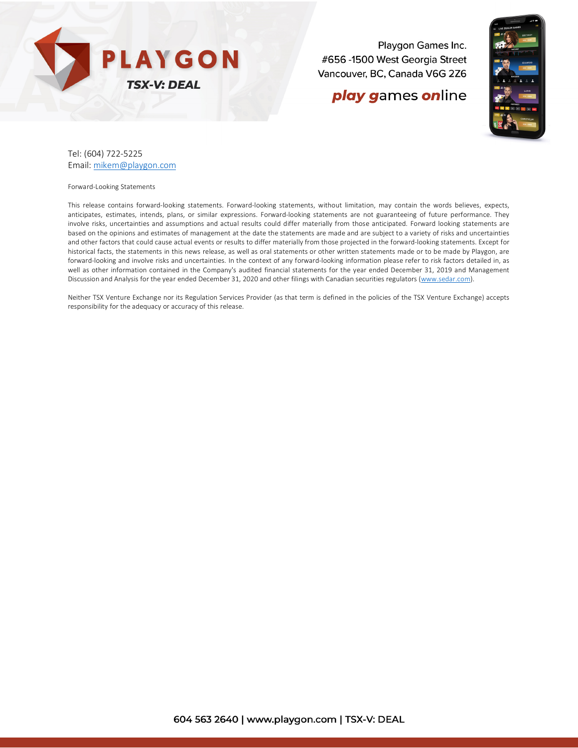Playgon Games Inc.
#656 -1500 West Georgia Street
Vancouver, BC, Canada V6G 2Z6

Tel: (604) 722-5225
Email: mikem@playgon.com

Forward-Looking Statements

This release contains forward-looking statements. Forward-looking statements, without limitation, may contain the words believes, expects, anticipates, estimates, intends, plans, or similar expressions. Forward-looking statements are not guaranteeing of future performance. They involve risks, uncertainties and assumptions and actual results could differ materially from those anticipated. Forward looking statements are based on the opinions and estimates of management at the date the statements are made and are subject to a variety of risks and uncertainties and other factors that could cause actual events or results to differ materially from those projected in the forward-looking statements. Except for historical facts, the statements in this news release, as well as oral statements or other written statements made or to be made by Playgon, are forward-looking and involve risks and uncertainties. In the context of any forward-looking information please refer to risk factors detailed in, as well as other information contained in the Company's audited financial statements for the year ended December 31, 2019 and Management Discussion and Analysis for the year ended December 31, 2020 and other filings with Canadian securities regulators (www.sedar.com).

Neither TSX Venture Exchange nor its Regulation Services Provider (as that term is defined in the policies of the TSX Venture Exchange) accepts responsibility for the adequacy or accuracy of this release.